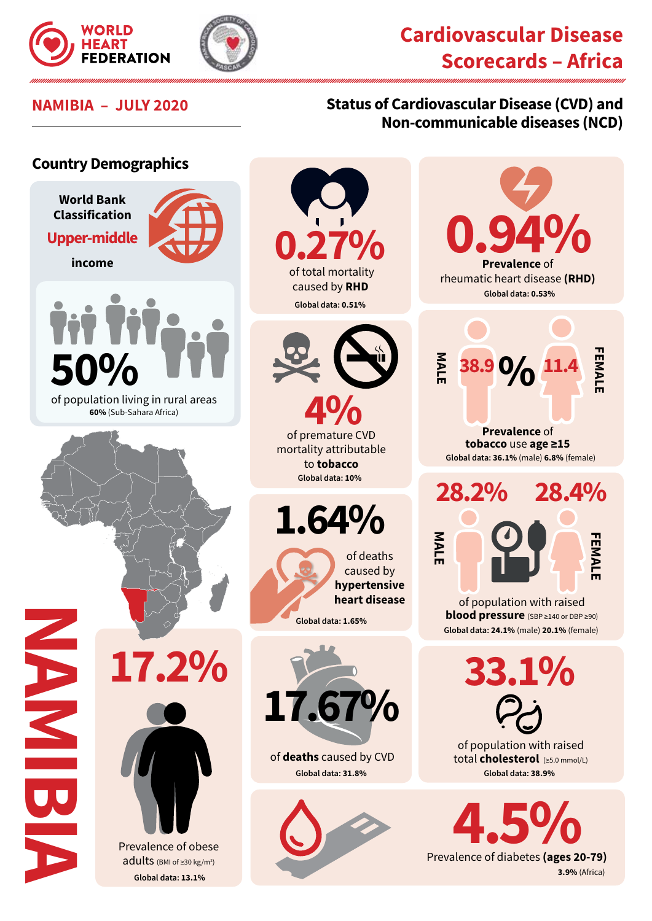WORLD HEART FEDERATION

# Cardiovascular Disease Scorecards – Africa

## NAMIBIA – JULY 2020

## Status of Cardiovascular Disease (CVD) and Non-communicable diseases (NCD)

### Country Demographics

World Bank Classification

**Upper-middle income**

**50%** of population living in rural areas
**60%** (Sub-Sahara Africa)

**0.27%** of total mortality caused by **RHD**
Global data: 0.51%

**0.94%** **Prevalence** of rheumatic heart disease **(RHD)**
Global data: 0.53%

**4%** of premature CVD mortality attributable to **tobacco**
Global data: 10%

MALE **38.9%** / **11.4%** FEMALE
**Prevalence** of **tobacco** use **age ≥15**
Global data: **36.1%** (male) **6.8%** (female)

**1.64%** of deaths caused by **hypertensive heart disease**
Global data: 1.65%

MALE **28.2%** / **28.4%** FEMALE
of population with raised **blood pressure** (SBP ≥140 or DBP ≥90)
Global data: **24.1%** (male) **20.1%** (female)

**17.2%** Prevalence of obese adults (BMI of ≥30 kg/m$^2$)
Global data: 13.1%

**17.67%** of **deaths** caused by CVD
Global data: 31.8%

**33.1%** of population with raised total **cholesterol** (≥5.0 mmol/L)
Global data: 38.9%

**4.5%** Prevalence of diabetes **(ages 20-79)**
**3.9%** (Africa)

NAMIBIA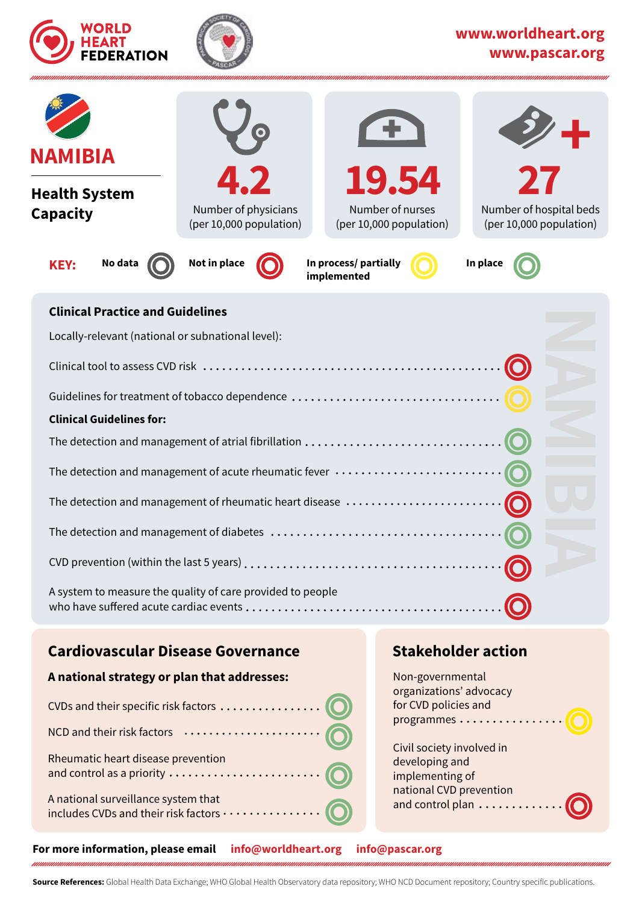WORLD HEART FEDERATION

www.worldheart.org
www.pascar.org

# NAMIBIA

## Health System Capacity

**4.2**
Number of physicians (per 10,000 population)

**19.54**
Number of nurses (per 10,000 population)

**27**
Number of hospital beds (per 10,000 population)

**KEY:** No data | Not in place | In process/ partially implemented | In place

### Clinical Practice and Guidelines

Locally-relevant (national or subnational level):

| Item | Status |
|---|---|
| Clinical tool to assess CVD risk | Not in place |
| Guidelines for treatment of tobacco dependence | In process/ partially implemented |

**Clinical Guidelines for:**

| Item | Status |
|---|---|
| The detection and management of atrial fibrillation | In place |
| The detection and management of acute rheumatic fever | In place |
| The detection and management of rheumatic heart disease | Not in place |
| The detection and management of diabetes | In place |
| CVD prevention (within the last 5 years) | Not in place |
| A system to measure the quality of care provided to people who have suffered acute cardiac events | Not in place |

### Cardiovascular Disease Governance

**A national strategy or plan that addresses:**

| Item | Status |
|---|---|
| CVDs and their specific risk factors | In place |
| NCD and their risk factors | In place |
| Rheumatic heart disease prevention and control as a priority | In place |
| A national surveillance system that includes CVDs and their risk factors | In place |

### Stakeholder action

| Item | Status |
|---|---|
| Non-governmental organizations' advocacy for CVD policies and programmes | In process/ partially implemented |
| Civil society involved in developing and implementing of national CVD prevention and control plan | Not in place |

**For more information, please email** info@worldheart.org info@pascar.org

**Source References:** Global Health Data Exchange; WHO Global Health Observatory data repository; WHO NCD Document repository; Country specific publications.